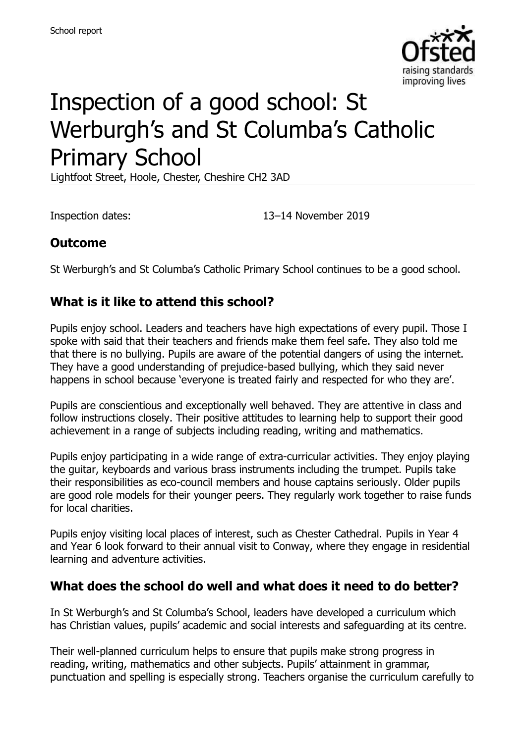School report

# Inspection of a good school: St Werburgh's and St Columba's Catholic Primary School

Lightfoot Street, Hoole, Chester, Cheshire CH2 3AD

Inspection dates: 13–14 November 2019

## Outcome

St Werburgh's and St Columba's Catholic Primary School continues to be a good school.

## What is it like to attend this school?

Pupils enjoy school. Leaders and teachers have high expectations of every pupil. Those I spoke with said that their teachers and friends make them feel safe. They also told me that there is no bullying. Pupils are aware of the potential dangers of using the internet. They have a good understanding of prejudice-based bullying, which they said never happens in school because 'everyone is treated fairly and respected for who they are'.

Pupils are conscientious and exceptionally well behaved. They are attentive in class and follow instructions closely. Their positive attitudes to learning help to support their good achievement in a range of subjects including reading, writing and mathematics.

Pupils enjoy participating in a wide range of extra-curricular activities. They enjoy playing the guitar, keyboards and various brass instruments including the trumpet. Pupils take their responsibilities as eco-council members and house captains seriously. Older pupils are good role models for their younger peers. They regularly work together to raise funds for local charities.

Pupils enjoy visiting local places of interest, such as Chester Cathedral. Pupils in Year 4 and Year 6 look forward to their annual visit to Conway, where they engage in residential learning and adventure activities.

## What does the school do well and what does it need to do better?

In St Werburgh's and St Columba's School, leaders have developed a curriculum which has Christian values, pupils' academic and social interests and safeguarding at its centre.

Their well-planned curriculum helps to ensure that pupils make strong progress in reading, writing, mathematics and other subjects. Pupils' attainment in grammar, punctuation and spelling is especially strong. Teachers organise the curriculum carefully to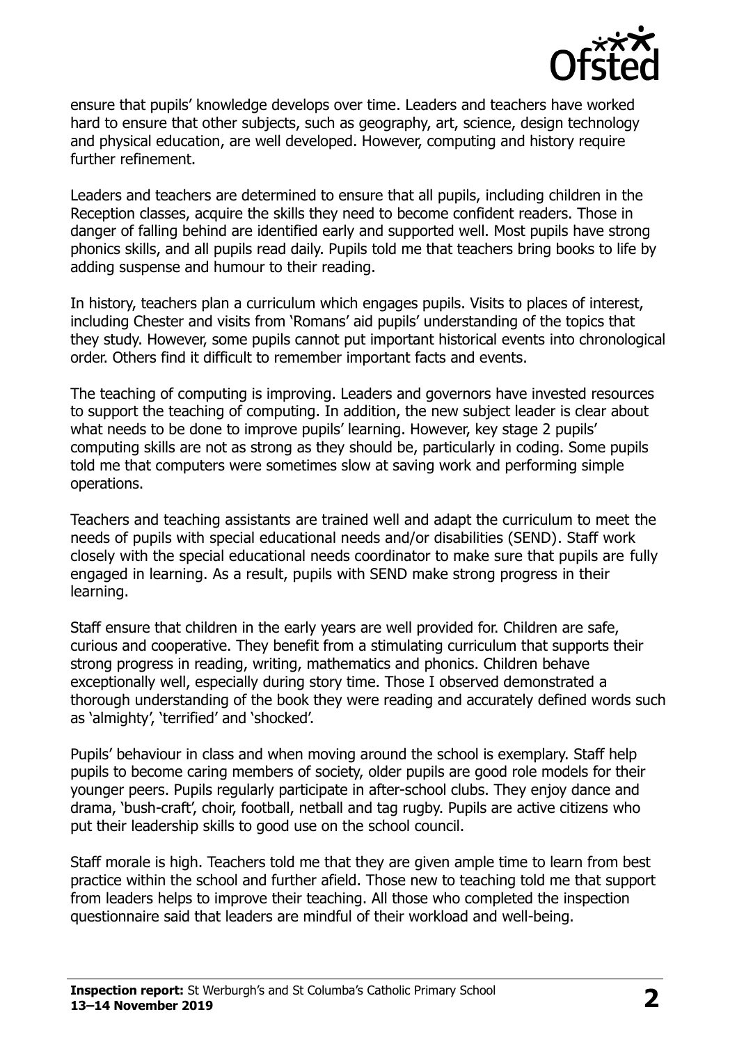ensure that pupils' knowledge develops over time. Leaders and teachers have worked hard to ensure that other subjects, such as geography, art, science, design technology and physical education, are well developed. However, computing and history require further refinement.

Leaders and teachers are determined to ensure that all pupils, including children in the Reception classes, acquire the skills they need to become confident readers. Those in danger of falling behind are identified early and supported well. Most pupils have strong phonics skills, and all pupils read daily. Pupils told me that teachers bring books to life by adding suspense and humour to their reading.

In history, teachers plan a curriculum which engages pupils. Visits to places of interest, including Chester and visits from 'Romans' aid pupils' understanding of the topics that they study. However, some pupils cannot put important historical events into chronological order. Others find it difficult to remember important facts and events.

The teaching of computing is improving. Leaders and governors have invested resources to support the teaching of computing. In addition, the new subject leader is clear about what needs to be done to improve pupils' learning. However, key stage 2 pupils' computing skills are not as strong as they should be, particularly in coding. Some pupils told me that computers were sometimes slow at saving work and performing simple operations.

Teachers and teaching assistants are trained well and adapt the curriculum to meet the needs of pupils with special educational needs and/or disabilities (SEND). Staff work closely with the special educational needs coordinator to make sure that pupils are fully engaged in learning. As a result, pupils with SEND make strong progress in their learning.

Staff ensure that children in the early years are well provided for. Children are safe, curious and cooperative. They benefit from a stimulating curriculum that supports their strong progress in reading, writing, mathematics and phonics. Children behave exceptionally well, especially during story time. Those I observed demonstrated a thorough understanding of the book they were reading and accurately defined words such as 'almighty', 'terrified' and 'shocked'.

Pupils' behaviour in class and when moving around the school is exemplary. Staff help pupils to become caring members of society, older pupils are good role models for their younger peers. Pupils regularly participate in after-school clubs. They enjoy dance and drama, 'bush-craft', choir, football, netball and tag rugby. Pupils are active citizens who put their leadership skills to good use on the school council.

Staff morale is high. Teachers told me that they are given ample time to learn from best practice within the school and further afield. Those new to teaching told me that support from leaders helps to improve their teaching. All those who completed the inspection questionnaire said that leaders are mindful of their workload and well-being.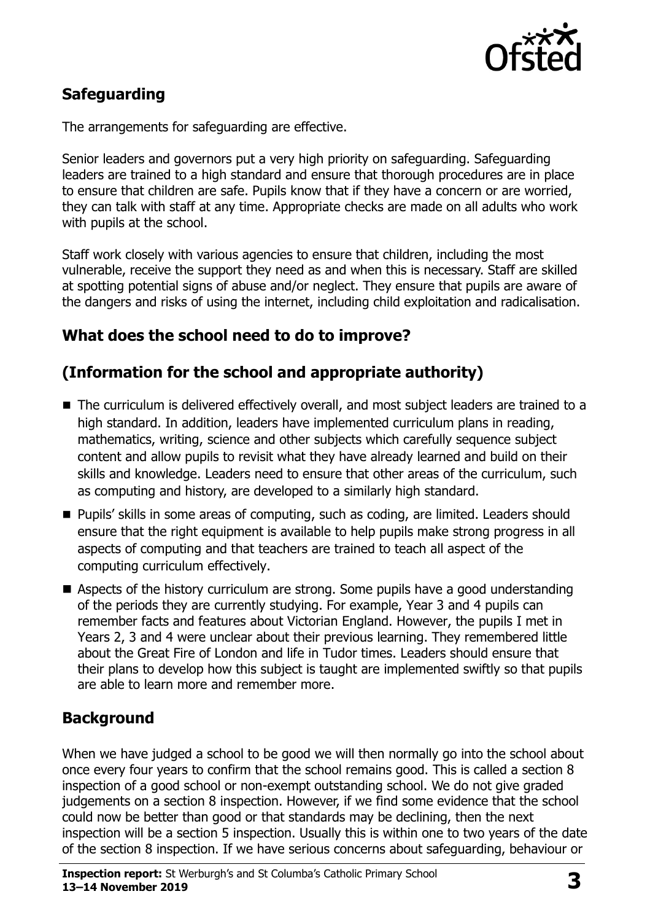## Safeguarding

The arrangements for safeguarding are effective.

Senior leaders and governors put a very high priority on safeguarding. Safeguarding leaders are trained to a high standard and ensure that thorough procedures are in place to ensure that children are safe. Pupils know that if they have a concern or are worried, they can talk with staff at any time. Appropriate checks are made on all adults who work with pupils at the school.

Staff work closely with various agencies to ensure that children, including the most vulnerable, receive the support they need as and when this is necessary. Staff are skilled at spotting potential signs of abuse and/or neglect. They ensure that pupils are aware of the dangers and risks of using the internet, including child exploitation and radicalisation.

## What does the school need to do to improve?

## (Information for the school and appropriate authority)

- The curriculum is delivered effectively overall, and most subject leaders are trained to a high standard. In addition, leaders have implemented curriculum plans in reading, mathematics, writing, science and other subjects which carefully sequence subject content and allow pupils to revisit what they have already learned and build on their skills and knowledge. Leaders need to ensure that other areas of the curriculum, such as computing and history, are developed to a similarly high standard.
- Pupils' skills in some areas of computing, such as coding, are limited. Leaders should ensure that the right equipment is available to help pupils make strong progress in all aspects of computing and that teachers are trained to teach all aspect of the computing curriculum effectively.
- Aspects of the history curriculum are strong. Some pupils have a good understanding of the periods they are currently studying. For example, Year 3 and 4 pupils can remember facts and features about Victorian England. However, the pupils I met in Years 2, 3 and 4 were unclear about their previous learning. They remembered little about the Great Fire of London and life in Tudor times. Leaders should ensure that their plans to develop how this subject is taught are implemented swiftly so that pupils are able to learn more and remember more.

## Background

When we have judged a school to be good we will then normally go into the school about once every four years to confirm that the school remains good. This is called a section 8 inspection of a good school or non-exempt outstanding school. We do not give graded judgements on a section 8 inspection. However, if we find some evidence that the school could now be better than good or that standards may be declining, then the next inspection will be a section 5 inspection. Usually this is within one to two years of the date of the section 8 inspection. If we have serious concerns about safeguarding, behaviour or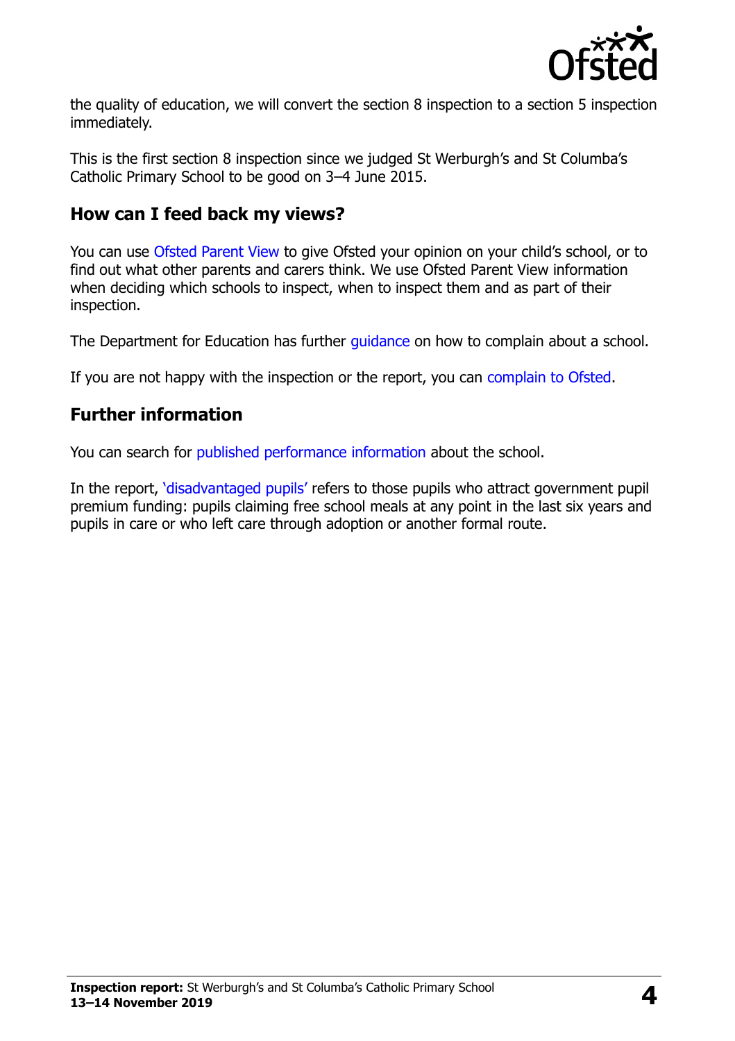the quality of education, we will convert the section 8 inspection to a section 5 inspection immediately.

This is the first section 8 inspection since we judged St Werburgh's and St Columba's Catholic Primary School to be good on 3–4 June 2015.

## How can I feed back my views?

You can use Ofsted Parent View to give Ofsted your opinion on your child's school, or to find out what other parents and carers think. We use Ofsted Parent View information when deciding which schools to inspect, when to inspect them and as part of their inspection.

The Department for Education has further guidance on how to complain about a school.

If you are not happy with the inspection or the report, you can complain to Ofsted.

## Further information

You can search for published performance information about the school.

In the report, 'disadvantaged pupils' refers to those pupils who attract government pupil premium funding: pupils claiming free school meals at any point in the last six years and pupils in care or who left care through adoption or another formal route.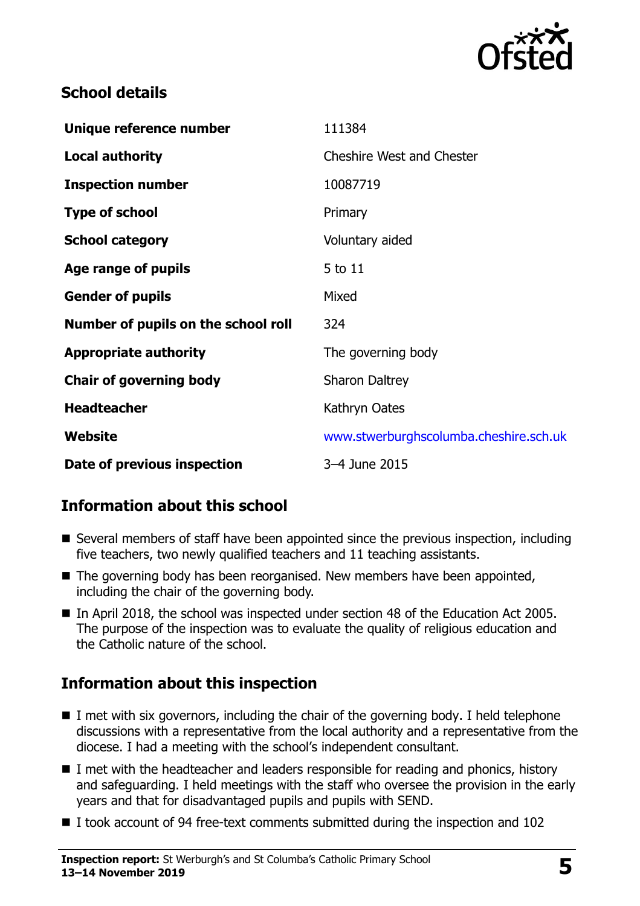## School details

| | |
|---|---|
| **Unique reference number** | 111384 |
| **Local authority** | Cheshire West and Chester |
| **Inspection number** | 10087719 |
| **Type of school** | Primary |
| **School category** | Voluntary aided |
| **Age range of pupils** | 5 to 11 |
| **Gender of pupils** | Mixed |
| **Number of pupils on the school roll** | 324 |
| **Appropriate authority** | The governing body |
| **Chair of governing body** | Sharon Daltrey |
| **Headteacher** | Kathryn Oates |
| **Website** | www.stwerburghscolumba.cheshire.sch.uk |
| **Date of previous inspection** | 3–4 June 2015 |

## Information about this school

- Several members of staff have been appointed since the previous inspection, including five teachers, two newly qualified teachers and 11 teaching assistants.
- The governing body has been reorganised. New members have been appointed, including the chair of the governing body.
- In April 2018, the school was inspected under section 48 of the Education Act 2005. The purpose of the inspection was to evaluate the quality of religious education and the Catholic nature of the school.

## Information about this inspection

- I met with six governors, including the chair of the governing body. I held telephone discussions with a representative from the local authority and a representative from the diocese. I had a meeting with the school's independent consultant.
- I met with the headteacher and leaders responsible for reading and phonics, history and safeguarding. I held meetings with the staff who oversee the provision in the early years and that for disadvantaged pupils and pupils with SEND.
- I took account of 94 free-text comments submitted during the inspection and 102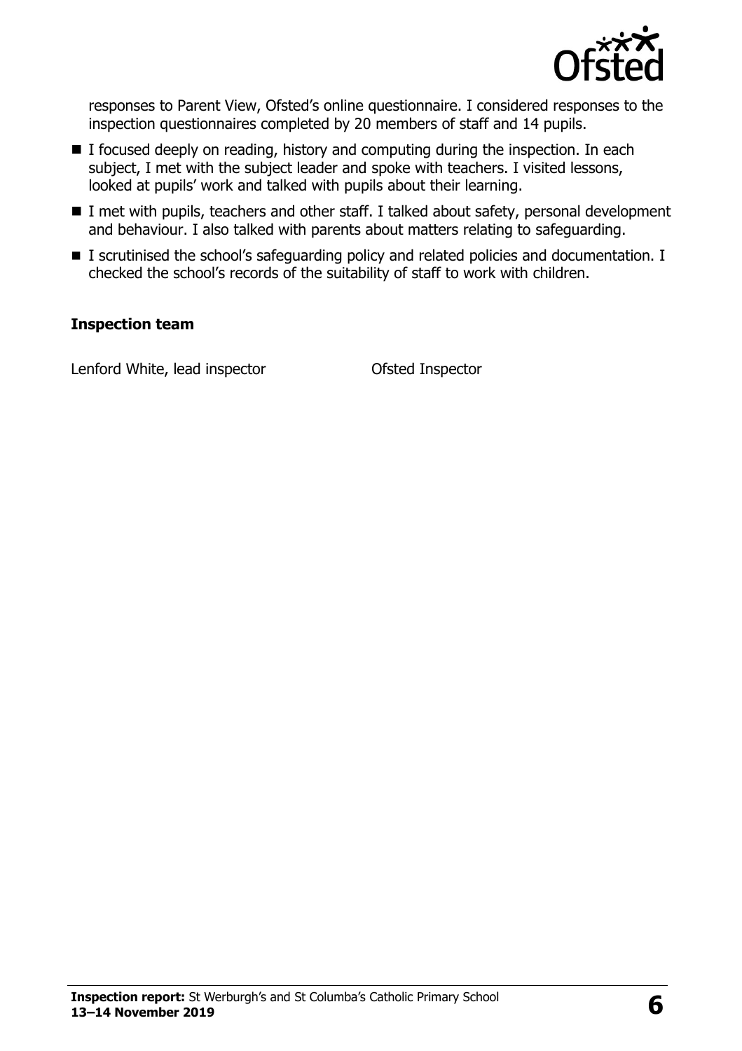responses to Parent View, Ofsted's online questionnaire. I considered responses to the inspection questionnaires completed by 20 members of staff and 14 pupils.

- I focused deeply on reading, history and computing during the inspection. In each subject, I met with the subject leader and spoke with teachers. I visited lessons, looked at pupils' work and talked with pupils about their learning.
- I met with pupils, teachers and other staff. I talked about safety, personal development and behaviour. I also talked with parents about matters relating to safeguarding.
- I scrutinised the school's safeguarding policy and related policies and documentation. I checked the school's records of the suitability of staff to work with children.

### Inspection team

| | |
|---|---|
| Lenford White, lead inspector | Ofsted Inspector |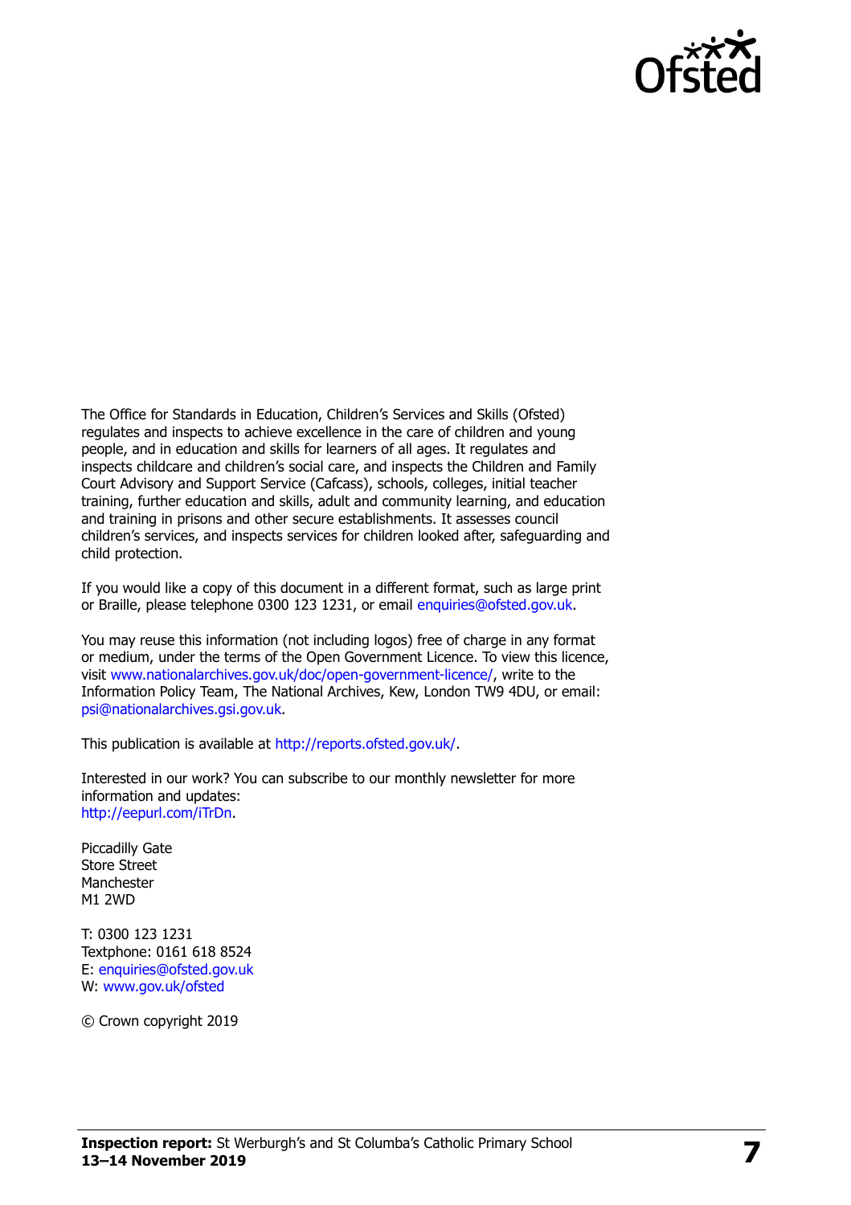The Office for Standards in Education, Children's Services and Skills (Ofsted) regulates and inspects to achieve excellence in the care of children and young people, and in education and skills for learners of all ages. It regulates and inspects childcare and children's social care, and inspects the Children and Family Court Advisory and Support Service (Cafcass), schools, colleges, initial teacher training, further education and skills, adult and community learning, and education and training in prisons and other secure establishments. It assesses council children's services, and inspects services for children looked after, safeguarding and child protection.

If you would like a copy of this document in a different format, such as large print or Braille, please telephone 0300 123 1231, or email enquiries@ofsted.gov.uk.

You may reuse this information (not including logos) free of charge in any format or medium, under the terms of the Open Government Licence. To view this licence, visit www.nationalarchives.gov.uk/doc/open-government-licence/, write to the Information Policy Team, The National Archives, Kew, London TW9 4DU, or email: psi@nationalarchives.gsi.gov.uk.

This publication is available at http://reports.ofsted.gov.uk/.

Interested in our work? You can subscribe to our monthly newsletter for more information and updates:
http://eepurl.com/iTrDn.

Piccadilly Gate
Store Street
Manchester
M1 2WD

T: 0300 123 1231
Textphone: 0161 618 8524
E: enquiries@ofsted.gov.uk
W: www.gov.uk/ofsted

© Crown copyright 2019